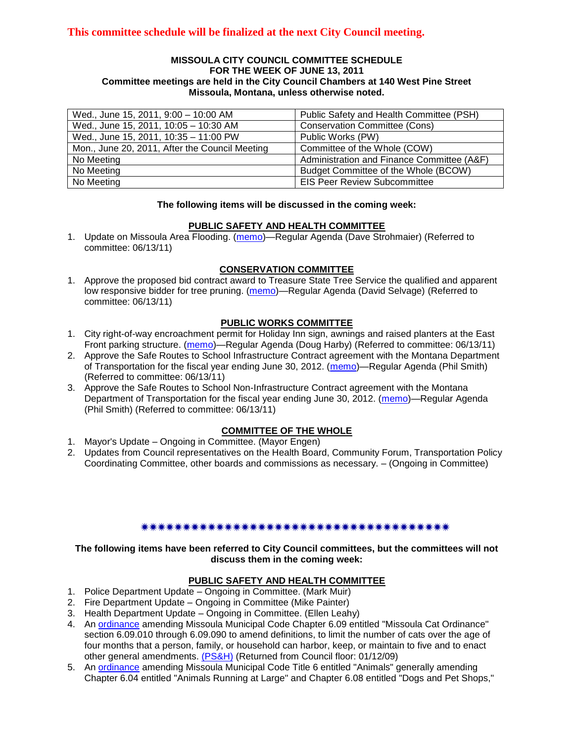**This committee schedule will be finalized at the next City Council meeting.**

**MISSOULA CITY COUNCIL COMMITTEE SCHEDULE**
**FOR THE WEEK OF JUNE 13, 2011**
**Committee meetings are held in the City Council Chambers at 140 West Pine Street Missoula, Montana, unless otherwise noted.**

| | |
|---|---|
| Wed., June 15, 2011, 9:00 – 10:00 AM | Public Safety and Health Committee (PSH) |
| Wed., June 15, 2011, 10:05 – 10:30 AM | Conservation Committee (Cons) |
| Wed., June 15, 2011, 10:35 – 11:00 PW | Public Works (PW) |
| Mon., June 20, 2011, After the Council Meeting | Committee of the Whole (COW) |
| No Meeting | Administration and Finance Committee (A&F) |
| No Meeting | Budget Committee of the Whole (BCOW) |
| No Meeting | EIS Peer Review Subcommittee |

**The following items will be discussed in the coming week:**

**PUBLIC SAFETY AND HEALTH COMMITTEE**

1. Update on Missoula Area Flooding. (memo)—Regular Agenda (Dave Strohmaier) (Referred to committee: 06/13/11)

**CONSERVATION COMMITTEE**

1. Approve the proposed bid contract award to Treasure State Tree Service the qualified and apparent low responsive bidder for tree pruning. (memo)—Regular Agenda (David Selvage) (Referred to committee: 06/13/11)

**PUBLIC WORKS COMMITTEE**

1. City right-of-way encroachment permit for Holiday Inn sign, awnings and raised planters at the East Front parking structure. (memo)—Regular Agenda (Doug Harby) (Referred to committee: 06/13/11)
2. Approve the Safe Routes to School Infrastructure Contract agreement with the Montana Department of Transportation for the fiscal year ending June 30, 2012. (memo)—Regular Agenda (Phil Smith) (Referred to committee: 06/13/11)
3. Approve the Safe Routes to School Non-Infrastructure Contract agreement with the Montana Department of Transportation for the fiscal year ending June 30, 2012. (memo)—Regular Agenda (Phil Smith) (Referred to committee: 06/13/11)

**COMMITTEE OF THE WHOLE**

1. Mayor's Update – Ongoing in Committee. (Mayor Engen)
2. Updates from Council representatives on the Health Board, Community Forum, Transportation Policy Coordinating Committee, other boards and commissions as necessary. – (Ongoing in Committee)

✷✷✷✷✷✷✷✷✷✷✷✷✷✷✷✷✷✷✷✷✷✷✷✷✷✷✷✷✷✷✷✷✷✷✷✷✷✷

**The following items have been referred to City Council committees, but the committees will not discuss them in the coming week:**

**PUBLIC SAFETY AND HEALTH COMMITTEE**

1. Police Department Update – Ongoing in Committee. (Mark Muir)
2. Fire Department Update – Ongoing in Committee (Mike Painter)
3. Health Department Update – Ongoing in Committee. (Ellen Leahy)
4. An ordinance amending Missoula Municipal Code Chapter 6.09 entitled "Missoula Cat Ordinance" section 6.09.010 through 6.09.090 to amend definitions, to limit the number of cats over the age of four months that a person, family, or household can harbor, keep, or maintain to five and to enact other general amendments. (PS&H) (Returned from Council floor: 01/12/09)
5. An ordinance amending Missoula Municipal Code Title 6 entitled "Animals" generally amending Chapter 6.04 entitled "Animals Running at Large" and Chapter 6.08 entitled "Dogs and Pet Shops,"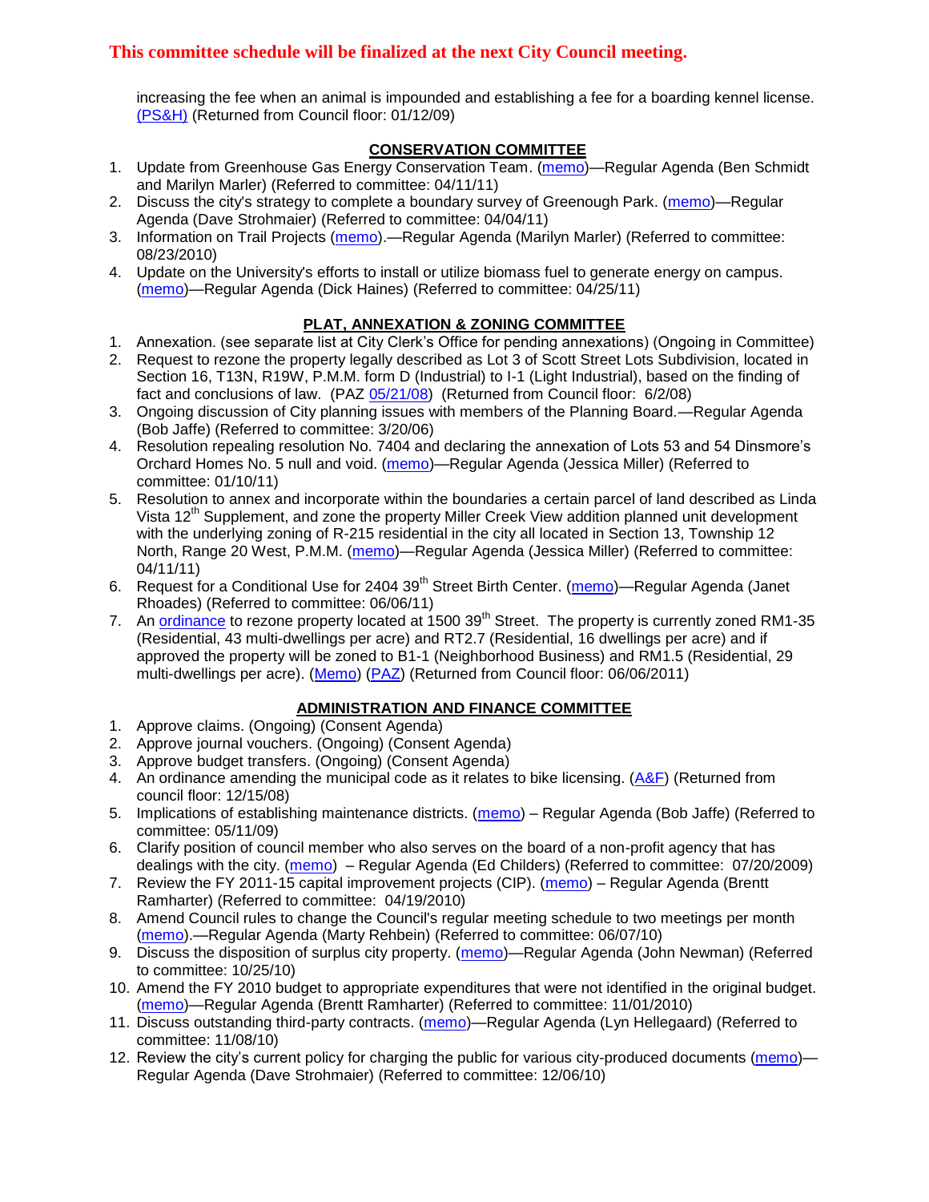**This committee schedule will be finalized at the next City Council meeting.**

increasing the fee when an animal is impounded and establishing a fee for a boarding kennel license. (PS&H) (Returned from Council floor: 01/12/09)

## CONSERVATION COMMITTEE

1. Update from Greenhouse Gas Energy Conservation Team. (memo)—Regular Agenda (Ben Schmidt and Marilyn Marler) (Referred to committee: 04/11/11)
2. Discuss the city's strategy to complete a boundary survey of Greenough Park. (memo)—Regular Agenda (Dave Strohmaier) (Referred to committee: 04/04/11)
3. Information on Trail Projects (memo).—Regular Agenda (Marilyn Marler) (Referred to committee: 08/23/2010)
4. Update on the University's efforts to install or utilize biomass fuel to generate energy on campus. (memo)—Regular Agenda (Dick Haines) (Referred to committee: 04/25/11)

## PLAT, ANNEXATION & ZONING COMMITTEE

1. Annexation. (see separate list at City Clerk's Office for pending annexations) (Ongoing in Committee)
2. Request to rezone the property legally described as Lot 3 of Scott Street Lots Subdivision, located in Section 16, T13N, R19W, P.M.M. form D (Industrial) to I-1 (Light Industrial), based on the finding of fact and conclusions of law. (PAZ 05/21/08) (Returned from Council floor: 6/2/08)
3. Ongoing discussion of City planning issues with members of the Planning Board.—Regular Agenda (Bob Jaffe) (Referred to committee: 3/20/06)
4. Resolution repealing resolution No. 7404 and declaring the annexation of Lots 53 and 54 Dinsmore's Orchard Homes No. 5 null and void. (memo)—Regular Agenda (Jessica Miller) (Referred to committee: 01/10/11)
5. Resolution to annex and incorporate within the boundaries a certain parcel of land described as Linda Vista 12th Supplement, and zone the property Miller Creek View addition planned unit development with the underlying zoning of R-215 residential in the city all located in Section 13, Township 12 North, Range 20 West, P.M.M. (memo)—Regular Agenda (Jessica Miller) (Referred to committee: 04/11/11)
6. Request for a Conditional Use for 2404 39th Street Birth Center. (memo)—Regular Agenda (Janet Rhoades) (Referred to committee: 06/06/11)
7. An ordinance to rezone property located at 1500 39th Street. The property is currently zoned RM1-35 (Residential, 43 multi-dwellings per acre) and RT2.7 (Residential, 16 dwellings per acre) and if approved the property will be zoned to B1-1 (Neighborhood Business) and RM1.5 (Residential, 29 multi-dwellings per acre). (Memo) (PAZ) (Returned from Council floor: 06/06/2011)

## ADMINISTRATION AND FINANCE COMMITTEE

1. Approve claims. (Ongoing) (Consent Agenda)
2. Approve journal vouchers. (Ongoing) (Consent Agenda)
3. Approve budget transfers. (Ongoing) (Consent Agenda)
4. An ordinance amending the municipal code as it relates to bike licensing. (A&F) (Returned from council floor: 12/15/08)
5. Implications of establishing maintenance districts. (memo) – Regular Agenda (Bob Jaffe) (Referred to committee: 05/11/09)
6. Clarify position of council member who also serves on the board of a non-profit agency that has dealings with the city. (memo) – Regular Agenda (Ed Childers) (Referred to committee: 07/20/2009)
7. Review the FY 2011-15 capital improvement projects (CIP). (memo) – Regular Agenda (Brentt Ramharter) (Referred to committee: 04/19/2010)
8. Amend Council rules to change the Council's regular meeting schedule to two meetings per month (memo).—Regular Agenda (Marty Rehbein) (Referred to committee: 06/07/10)
9. Discuss the disposition of surplus city property. (memo)—Regular Agenda (John Newman) (Referred to committee: 10/25/10)
10. Amend the FY 2010 budget to appropriate expenditures that were not identified in the original budget. (memo)—Regular Agenda (Brentt Ramharter) (Referred to committee: 11/01/2010)
11. Discuss outstanding third-party contracts. (memo)—Regular Agenda (Lyn Hellegaard) (Referred to committee: 11/08/10)
12. Review the city's current policy for charging the public for various city-produced documents (memo)—Regular Agenda (Dave Strohmaier) (Referred to committee: 12/06/10)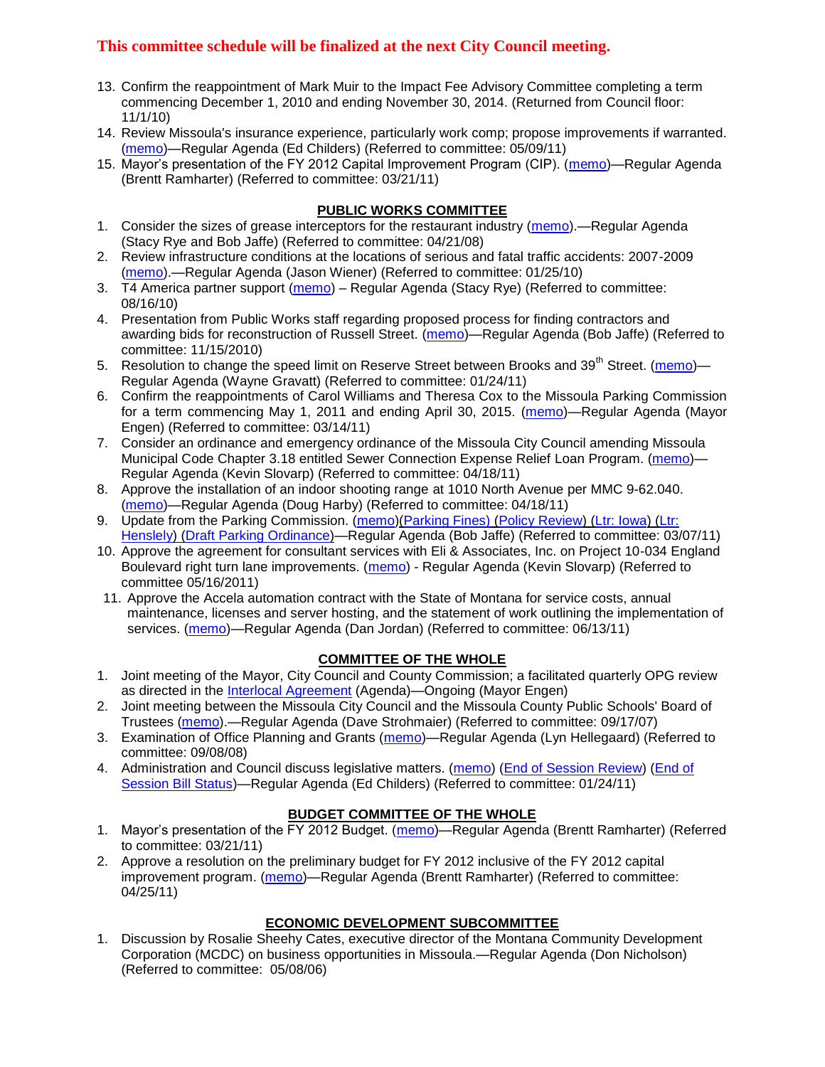**This committee schedule will be finalized at the next City Council meeting.**

13. Confirm the reappointment of Mark Muir to the Impact Fee Advisory Committee completing a term commencing December 1, 2010 and ending November 30, 2014. (Returned from Council floor: 11/1/10)
14. Review Missoula's insurance experience, particularly work comp; propose improvements if warranted. (memo)—Regular Agenda (Ed Childers) (Referred to committee: 05/09/11)
15. Mayor's presentation of the FY 2012 Capital Improvement Program (CIP). (memo)—Regular Agenda (Brentt Ramharter) (Referred to committee: 03/21/11)

## PUBLIC WORKS COMMITTEE

1. Consider the sizes of grease interceptors for the restaurant industry (memo).—Regular Agenda (Stacy Rye and Bob Jaffe) (Referred to committee: 04/21/08)
2. Review infrastructure conditions at the locations of serious and fatal traffic accidents: 2007-2009 (memo).—Regular Agenda (Jason Wiener) (Referred to committee: 01/25/10)
3. T4 America partner support (memo) – Regular Agenda (Stacy Rye) (Referred to committee: 08/16/10)
4. Presentation from Public Works staff regarding proposed process for finding contractors and awarding bids for reconstruction of Russell Street. (memo)—Regular Agenda (Bob Jaffe) (Referred to committee: 11/15/2010)
5. Resolution to change the speed limit on Reserve Street between Brooks and 39th Street. (memo)—Regular Agenda (Wayne Gravatt) (Referred to committee: 01/24/11)
6. Confirm the reappointments of Carol Williams and Theresa Cox to the Missoula Parking Commission for a term commencing May 1, 2011 and ending April 30, 2015. (memo)—Regular Agenda (Mayor Engen) (Referred to committee: 03/14/11)
7. Consider an ordinance and emergency ordinance of the Missoula City Council amending Missoula Municipal Code Chapter 3.18 entitled Sewer Connection Expense Relief Loan Program. (memo)—Regular Agenda (Kevin Slovarp) (Referred to committee: 04/18/11)
8. Approve the installation of an indoor shooting range at 1010 North Avenue per MMC 9-62.040. (memo)—Regular Agenda (Doug Harby) (Referred to committee: 04/18/11)
9. Update from the Parking Commission. (memo)(Parking Fines) (Policy Review) (Ltr: Iowa) (Ltr: Hensley) (Draft Parking Ordinance)—Regular Agenda (Bob Jaffe) (Referred to committee: 03/07/11)
10. Approve the agreement for consultant services with Eli & Associates, Inc. on Project 10-034 England Boulevard right turn lane improvements. (memo) - Regular Agenda (Kevin Slovarp) (Referred to committee 05/16/2011)
11. Approve the Accela automation contract with the State of Montana for service costs, annual maintenance, licenses and server hosting, and the statement of work outlining the implementation of services. (memo)—Regular Agenda (Dan Jordan) (Referred to committee: 06/13/11)

## COMMITTEE OF THE WHOLE

1. Joint meeting of the Mayor, City Council and County Commission; a facilitated quarterly OPG review as directed in the Interlocal Agreement (Agenda)—Ongoing (Mayor Engen)
2. Joint meeting between the Missoula City Council and the Missoula County Public Schools' Board of Trustees (memo).—Regular Agenda (Dave Strohmaier) (Referred to committee: 09/17/07)
3. Examination of Office Planning and Grants (memo)—Regular Agenda (Lyn Hellegaard) (Referred to committee: 09/08/08)
4. Administration and Council discuss legislative matters. (memo) (End of Session Review) (End of Session Bill Status)—Regular Agenda (Ed Childers) (Referred to committee: 01/24/11)

## BUDGET COMMITTEE OF THE WHOLE

1. Mayor's presentation of the FY 2012 Budget. (memo)—Regular Agenda (Brentt Ramharter) (Referred to committee: 03/21/11)
2. Approve a resolution on the preliminary budget for FY 2012 inclusive of the FY 2012 capital improvement program. (memo)—Regular Agenda (Brentt Ramharter) (Referred to committee: 04/25/11)

## ECONOMIC DEVELOPMENT SUBCOMMITTEE

1. Discussion by Rosalie Sheehy Cates, executive director of the Montana Community Development Corporation (MCDC) on business opportunities in Missoula.—Regular Agenda (Don Nicholson) (Referred to committee: 05/08/06)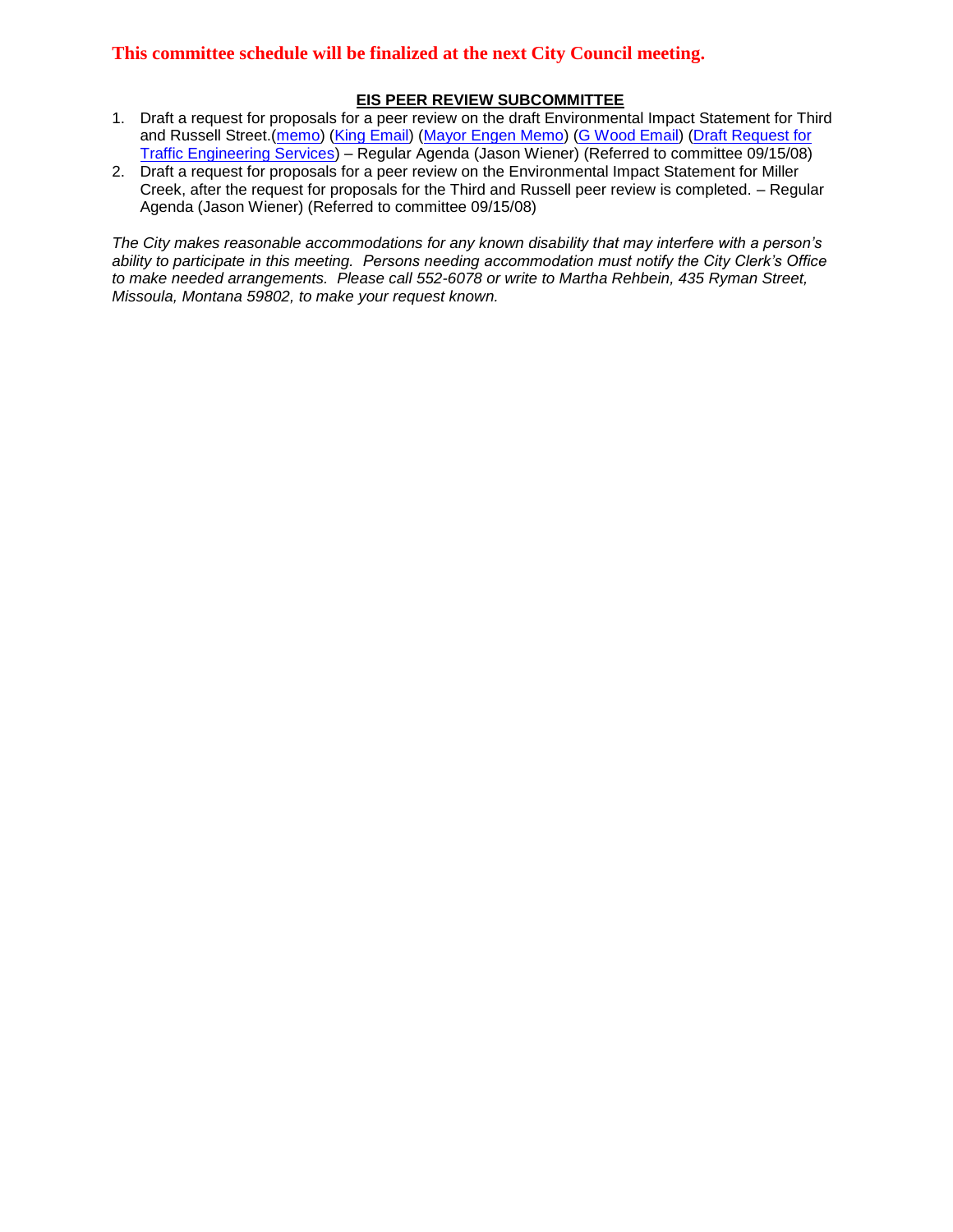**This committee schedule will be finalized at the next City Council meeting.**

## EIS PEER REVIEW SUBCOMMITTEE

1. Draft a request for proposals for a peer review on the draft Environmental Impact Statement for Third and Russell Street.(memo) (King Email) (Mayor Engen Memo) (G Wood Email) (Draft Request for Traffic Engineering Services) – Regular Agenda (Jason Wiener) (Referred to committee 09/15/08)
2. Draft a request for proposals for a peer review on the Environmental Impact Statement for Miller Creek, after the request for proposals for the Third and Russell peer review is completed. – Regular Agenda (Jason Wiener) (Referred to committee 09/15/08)

*The City makes reasonable accommodations for any known disability that may interfere with a person's ability to participate in this meeting. Persons needing accommodation must notify the City Clerk's Office to make needed arrangements. Please call 552-6078 or write to Martha Rehbein, 435 Ryman Street, Missoula, Montana 59802, to make your request known.*